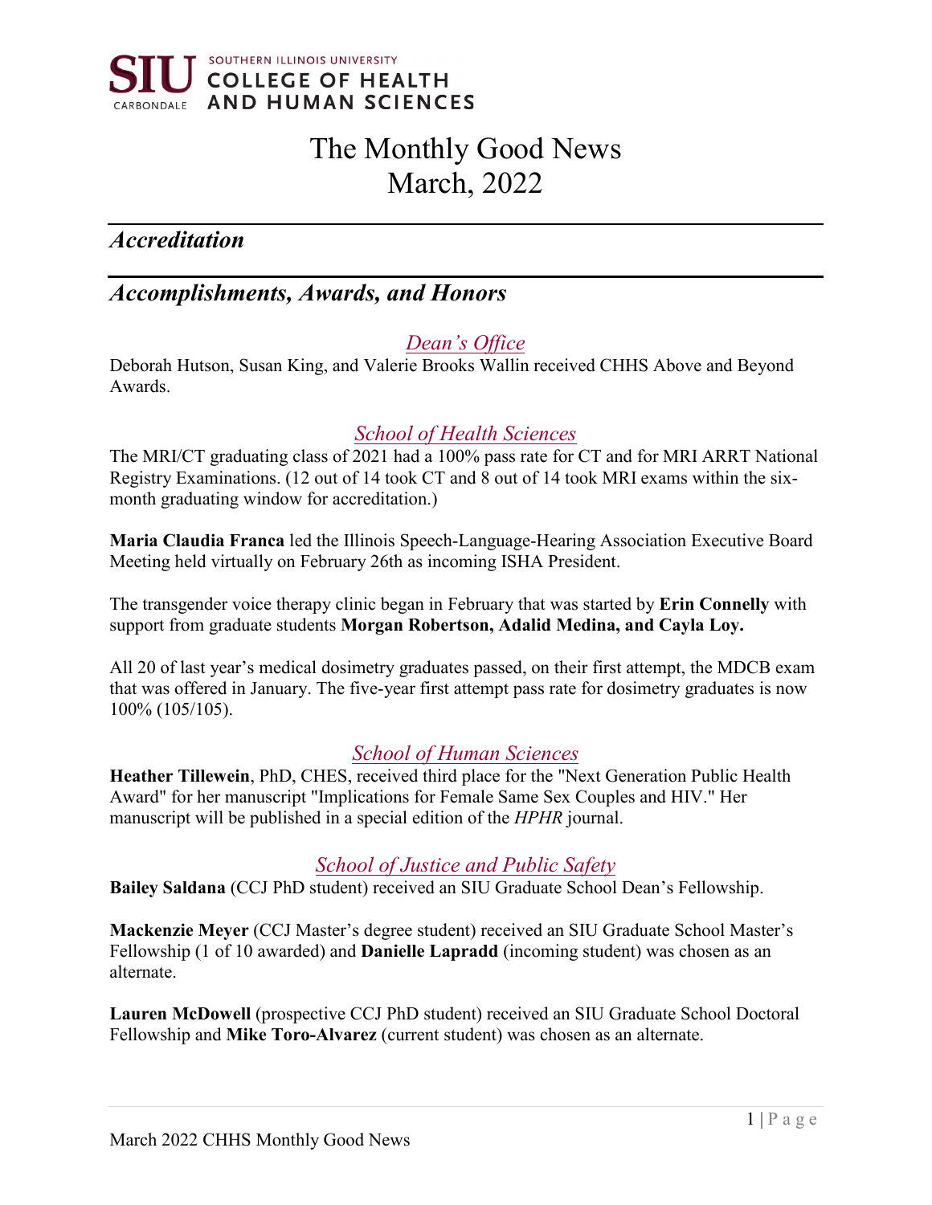SOUTHERN ILLINOIS UNIVERSITY
**SIU** CARBONDALE — COLLEGE OF HEALTH AND HUMAN SCIENCES

# The Monthly Good News
# March, 2022

## *Accreditation*

## *Accomplishments, Awards, and Honors*

### *Dean's Office*

Deborah Hutson, Susan King, and Valerie Brooks Wallin received CHHS Above and Beyond Awards.

### *School of Health Sciences*

The MRI/CT graduating class of 2021 had a 100% pass rate for CT and for MRI ARRT National Registry Examinations. (12 out of 14 took CT and 8 out of 14 took MRI exams within the six-month graduating window for accreditation.)

**Maria Claudia Franca** led the Illinois Speech-Language-Hearing Association Executive Board Meeting held virtually on February 26th as incoming ISHA President.

The transgender voice therapy clinic began in February that was started by **Erin Connelly** with support from graduate students **Morgan Robertson, Adalid Medina, and Cayla Loy.**

All 20 of last year's medical dosimetry graduates passed, on their first attempt, the MDCB exam that was offered in January. The five-year first attempt pass rate for dosimetry graduates is now 100% (105/105).

### *School of Human Sciences*

**Heather Tillewein**, PhD, CHES, received third place for the "Next Generation Public Health Award" for her manuscript "Implications for Female Same Sex Couples and HIV." Her manuscript will be published in a special edition of the *HPHR* journal.

### *School of Justice and Public Safety*

**Bailey Saldana** (CCJ PhD student) received an SIU Graduate School Dean's Fellowship.

**Mackenzie Meyer** (CCJ Master's degree student) received an SIU Graduate School Master's Fellowship (1 of 10 awarded) and **Danielle Lapradd** (incoming student) was chosen as an alternate.

**Lauren McDowell** (prospective CCJ PhD student) received an SIU Graduate School Doctoral Fellowship and **Mike Toro-Alvarez** (current student) was chosen as an alternate.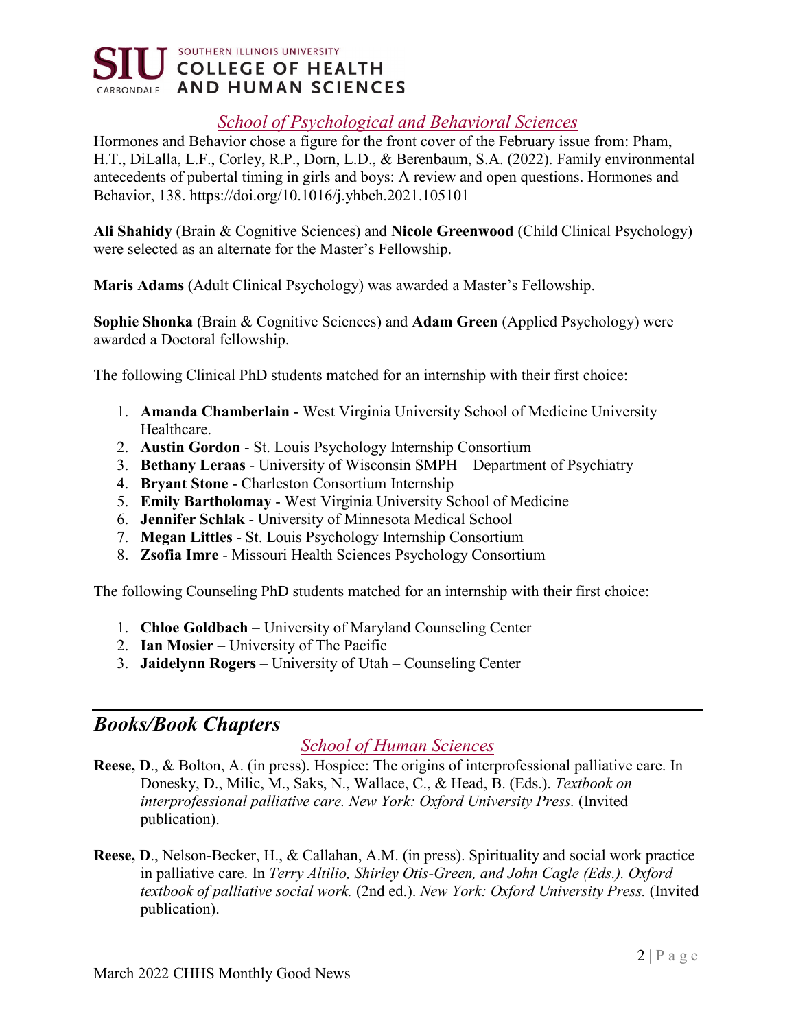### *School of Psychological and Behavioral Sciences*

Hormones and Behavior chose a figure for the front cover of the February issue from: Pham, H.T., DiLalla, L.F., Corley, R.P., Dorn, L.D., & Berenbaum, S.A. (2022). Family environmental antecedents of pubertal timing in girls and boys: A review and open questions. Hormones and Behavior, 138. https://doi.org/10.1016/j.yhbeh.2021.105101

**Ali Shahidy** (Brain & Cognitive Sciences) and **Nicole Greenwood** (Child Clinical Psychology) were selected as an alternate for the Master's Fellowship.

**Maris Adams** (Adult Clinical Psychology) was awarded a Master's Fellowship.

**Sophie Shonka** (Brain & Cognitive Sciences) and **Adam Green** (Applied Psychology) were awarded a Doctoral fellowship.

The following Clinical PhD students matched for an internship with their first choice:

1. **Amanda Chamberlain** - West Virginia University School of Medicine University Healthcare.
2. **Austin Gordon** - St. Louis Psychology Internship Consortium
3. **Bethany Leraas** - University of Wisconsin SMPH – Department of Psychiatry
4. **Bryant Stone** - Charleston Consortium Internship
5. **Emily Bartholomay** - West Virginia University School of Medicine
6. **Jennifer Schlak** - University of Minnesota Medical School
7. **Megan Littles** - St. Louis Psychology Internship Consortium
8. **Zsofia Imre** - Missouri Health Sciences Psychology Consortium

The following Counseling PhD students matched for an internship with their first choice:

1. **Chloe Goldbach** – University of Maryland Counseling Center
2. **Ian Mosier** – University of The Pacific
3. **Jaidelynn Rogers** – University of Utah – Counseling Center

---

## *Books/Book Chapters*

### *School of Human Sciences*

**Reese, D**., & Bolton, A. (in press). Hospice: The origins of interprofessional palliative care. In Donesky, D., Milic, M., Saks, N., Wallace, C., & Head, B. (Eds.). *Textbook on interprofessional palliative care. New York: Oxford University Press.* (Invited publication).

**Reese, D**., Nelson-Becker, H., & Callahan, A.M. (in press). Spirituality and social work practice in palliative care. In *Terry Altilio, Shirley Otis-Green, and John Cagle (Eds.). Oxford textbook of palliative social work.* (2nd ed.). *New York: Oxford University Press.* (Invited publication).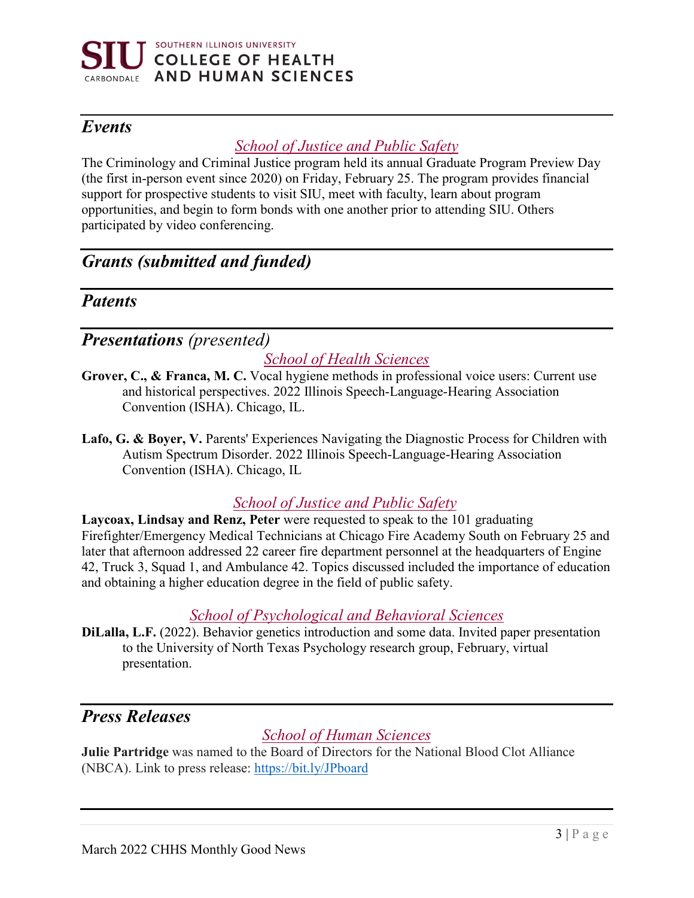## *Events*

### *School of Justice and Public Safety*

The Criminology and Criminal Justice program held its annual Graduate Program Preview Day (the first in-person event since 2020) on Friday, February 25. The program provides financial support for prospective students to visit SIU, meet with faculty, learn about program opportunities, and begin to form bonds with one another prior to attending SIU. Others participated by video conferencing.

## *Grants (submitted and funded)*

## *Patents*

## ***Presentations*** *(presented)*

### *School of Health Sciences*

**Grover, C., & Franca, M. C.** Vocal hygiene methods in professional voice users: Current use and historical perspectives. 2022 Illinois Speech-Language-Hearing Association Convention (ISHA). Chicago, IL.

**Lafo, G. & Boyer, V.** Parents' Experiences Navigating the Diagnostic Process for Children with Autism Spectrum Disorder. 2022 Illinois Speech-Language-Hearing Association Convention (ISHA). Chicago, IL

### *School of Justice and Public Safety*

**Laycoax, Lindsay and Renz, Peter** were requested to speak to the 101 graduating Firefighter/Emergency Medical Technicians at Chicago Fire Academy South on February 25 and later that afternoon addressed 22 career fire department personnel at the headquarters of Engine 42, Truck 3, Squad 1, and Ambulance 42. Topics discussed included the importance of education and obtaining a higher education degree in the field of public safety.

### *School of Psychological and Behavioral Sciences*

**DiLalla, L.F.** (2022). Behavior genetics introduction and some data. Invited paper presentation to the University of North Texas Psychology research group, February, virtual presentation.

## *Press Releases*

### *School of Human Sciences*

**Julie Partridge** was named to the Board of Directors for the National Blood Clot Alliance (NBCA). Link to press release: https://bit.ly/JPboard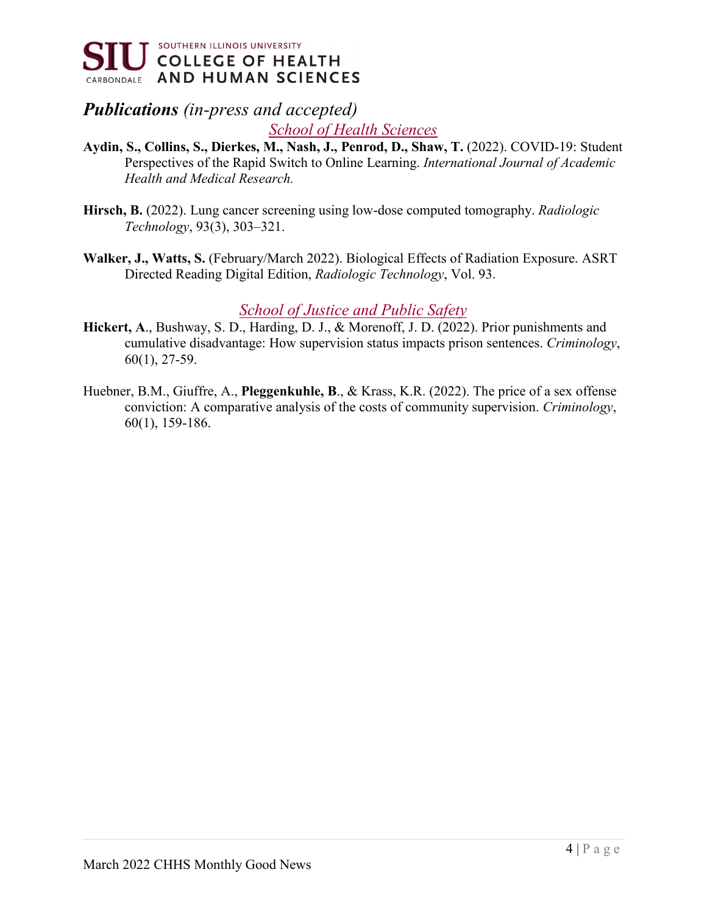## ***Publications** (in-press and accepted)*

### *School of Health Sciences*

**Aydin, S., Collins, S., Dierkes, M., Nash, J., Penrod, D., Shaw, T.** (2022). COVID-19: Student Perspectives of the Rapid Switch to Online Learning. *International Journal of Academic Health and Medical Research.*

**Hirsch, B.** (2022). Lung cancer screening using low-dose computed tomography. *Radiologic Technology*, 93(3), 303–321.

**Walker, J., Watts, S.** (February/March 2022). Biological Effects of Radiation Exposure. ASRT Directed Reading Digital Edition, *Radiologic Technology*, Vol. 93.

### *School of Justice and Public Safety*

**Hickert, A**., Bushway, S. D., Harding, D. J., & Morenoff, J. D. (2022). Prior punishments and cumulative disadvantage: How supervision status impacts prison sentences. *Criminology*, 60(1), 27-59.

Huebner, B.M., Giuffre, A., **Pleggenkuhle, B**., & Krass, K.R. (2022). The price of a sex offense conviction: A comparative analysis of the costs of community supervision. *Criminology*, 60(1), 159-186.